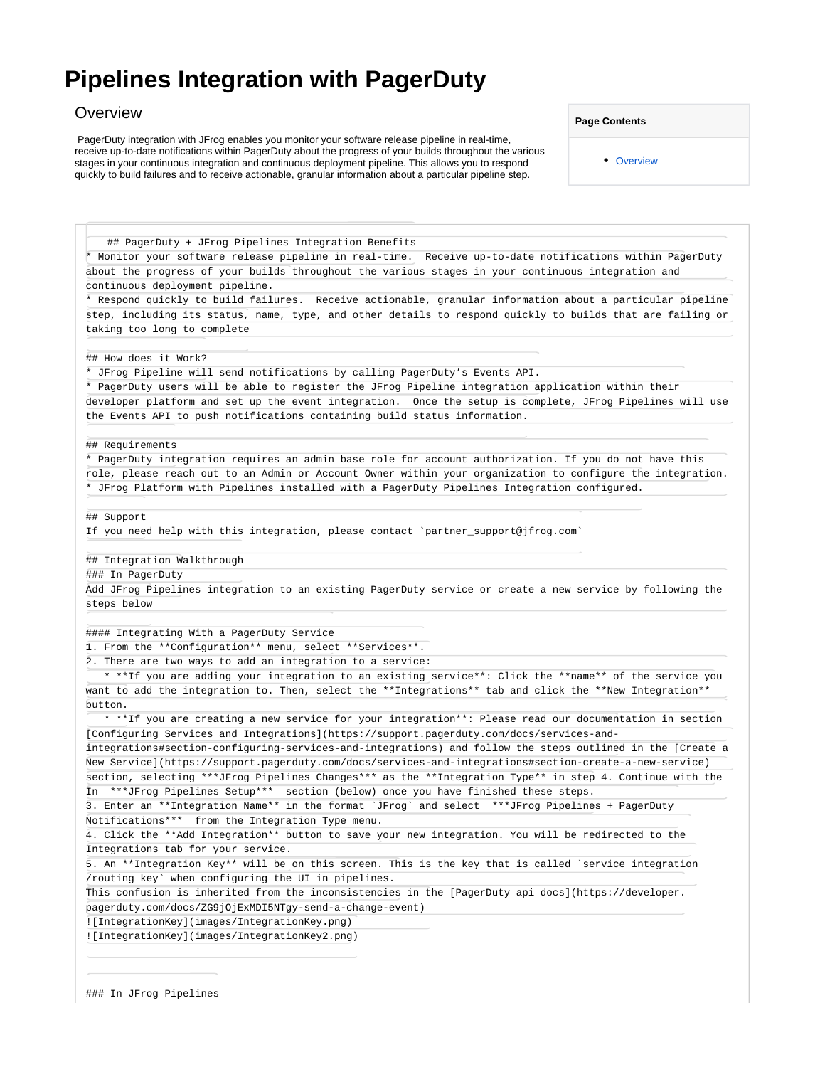# Pipelines Integration with PagerDuty

## Overview

PagerDuty integration with JFrog enables you monitor your software release pipeline in real-time, receive up-to-date notifications within PagerDuty about the progress of your builds throughout the various stages in your continuous integration and continuous deployment pipeline. This allows you to respond quickly to build failures and to receive actionable, granular information about a particular pipeline step.

**Page Contents**

- Overview

```
   ## PagerDuty + JFrog Pipelines Integration Benefits
* Monitor your software release pipeline in real-time.  Receive up-to-date notifications within PagerDuty
about the progress of your builds throughout the various stages in your continuous integration and
continuous deployment pipeline.
* Respond quickly to build failures.  Receive actionable, granular information about a particular pipeline
step, including its status, name, type, and other details to respond quickly to builds that are failing or
taking too long to complete

## How does it Work?
* JFrog Pipeline will send notifications by calling PagerDuty's Events API.
* PagerDuty users will be able to register the JFrog Pipeline integration application within their
developer platform and set up the event integration.  Once the setup is complete, JFrog Pipelines will use
the Events API to push notifications containing build status information.

## Requirements
* PagerDuty integration requires an admin base role for account authorization. If you do not have this
role, please reach out to an Admin or Account Owner within your organization to configure the integration.
* JFrog Platform with Pipelines installed with a PagerDuty Pipelines Integration configured.

## Support
If you need help with this integration, please contact `partner_support@jfrog.com`

## Integration Walkthrough
### In PagerDuty
Add JFrog Pipelines integration to an existing PagerDuty service or create a new service by following the
steps below

#### Integrating With a PagerDuty Service
1. From the **Configuration** menu, select **Services**.
2. There are two ways to add an integration to a service:
   * **If you are adding your integration to an existing service**: Click the **name** of the service you
want to add the integration to. Then, select the **Integrations** tab and click the **New Integration**
button.
   * **If you are creating a new service for your integration**: Please read our documentation in section
[Configuring Services and Integrations](https://support.pagerduty.com/docs/services-and-
integrations#section-configuring-services-and-integrations) and follow the steps outlined in the [Create a
New Service](https://support.pagerduty.com/docs/services-and-integrations#section-create-a-new-service)
section, selecting ***JFrog Pipelines Changes*** as the **Integration Type** in step 4. Continue with the
In  ***JFrog Pipelines Setup***  section (below) once you have finished these steps.
3. Enter an **Integration Name** in the format `JFrog` and select  ***JFrog Pipelines + PagerDuty
Notifications***  from the Integration Type menu.
4. Click the **Add Integration** button to save your new integration. You will be redirected to the
Integrations tab for your service.
5. An **Integration Key** will be on this screen. This is the key that is called `service integration
/routing key` when configuring the UI in pipelines.
This confusion is inherited from the inconsistencies in the [PagerDuty api docs](https://developer.
pagerduty.com/docs/ZG9jOjExMDI5NTgy-send-a-change-event)
![IntegrationKey](images/IntegrationKey.png)
![IntegrationKey](images/IntegrationKey2.png)


### In JFrog Pipelines
```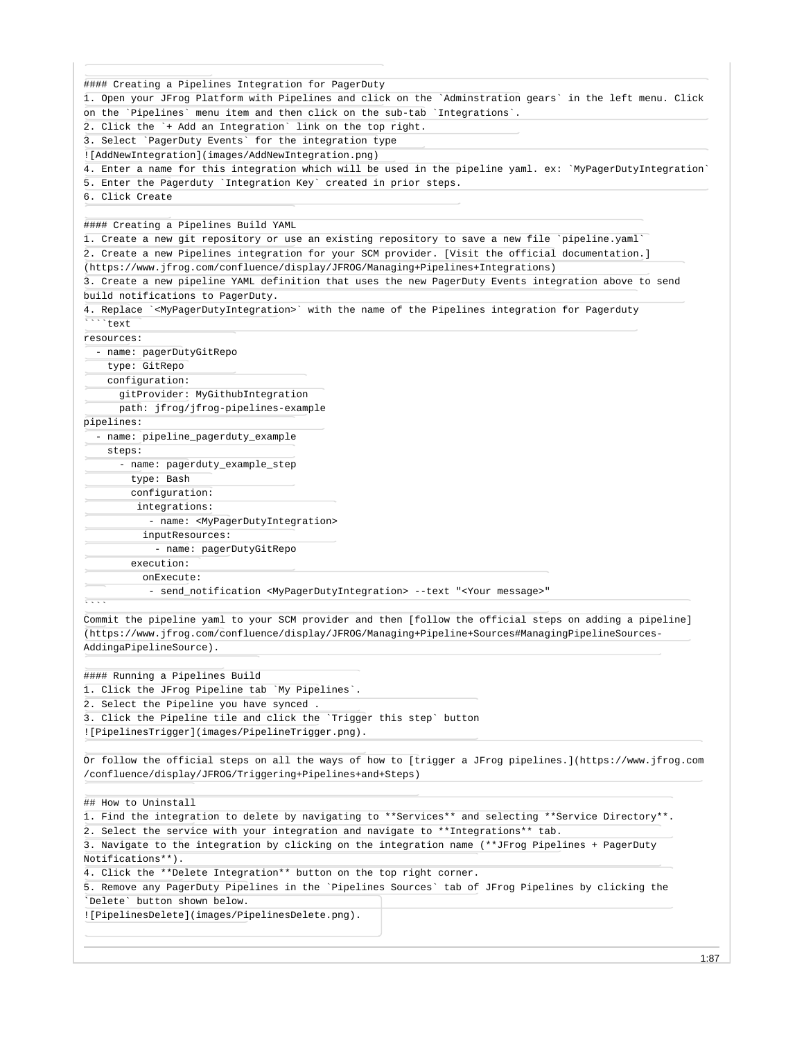#### Creating a Pipelines Integration for PagerDuty
1. Open your JFrog Platform with Pipelines and click on the `Adminstration gears` in the left menu. Click on the `Pipelines` menu item and then click on the sub-tab `Integrations`.
2. Click the `+ Add an Integration` link on the top right.
3. Select `PagerDuty Events` for the integration type
![AddNewIntegration](images/AddNewIntegration.png)
4. Enter a name for this integration which will be used in the pipeline yaml. ex: `MyPagerDutyIntegration`
5. Enter the Pagerduty `Integration Key` created in prior steps.
6. Click Create

#### Creating a Pipelines Build YAML
1. Create a new git repository or use an existing repository to save a new file `pipeline.yaml`
2. Create a new Pipelines integration for your SCM provider. [Visit the official documentation.](https://www.jfrog.com/confluence/display/JFROG/Managing+Pipelines+Integrations)
3. Create a new pipeline YAML definition that uses the new PagerDuty Events integration above to send build notifications to PagerDuty.
4. Replace `<MyPagerDutyIntegration>` with the name of the Pipelines integration for Pagerduty

````text
resources:
  - name: pagerDutyGitRepo
    type: GitRepo
    configuration:
      gitProvider: MyGithubIntegration
      path: jfrog/jfrog-pipelines-example
pipelines:
  - name: pipeline_pagerduty_example
    steps:
      - name: pagerduty_example_step
        type: Bash
        configuration:
         integrations:
           - name: <MyPagerDutyIntegration>
          inputResources:
            - name: pagerDutyGitRepo
        execution:
          onExecute:
           - send_notification <MyPagerDutyIntegration> --text "<Your message>"
````

Commit the pipeline yaml to your SCM provider and then [follow the official steps on adding a pipeline](https://www.jfrog.com/confluence/display/JFROG/Managing+Pipeline+Sources#ManagingPipelineSources-AddingaPipelineSource).

#### Running a Pipelines Build
1. Click the JFrog Pipeline tab `My Pipelines`.
2. Select the Pipeline you have synced .
3. Click the Pipeline tile and click the `Trigger this step` button
![PipelinesTrigger](images/PipelineTrigger.png).

Or follow the official steps on all the ways of how to [trigger a JFrog pipelines.](https://www.jfrog.com/confluence/display/JFROG/Triggering+Pipelines+and+Steps)

## How to Uninstall
1. Find the integration to delete by navigating to **Services** and selecting **Service Directory**.
2. Select the service with your integration and navigate to **Integrations** tab.
3. Navigate to the integration by clicking on the integration name (**JFrog Pipelines + PagerDuty Notifications**).
4. Click the **Delete Integration** button on the top right corner.
5. Remove any PagerDuty Pipelines in the `Pipelines Sources` tab of JFrog Pipelines by clicking the `Delete` button shown below.
![PipelinesDelete](images/PipelinesDelete.png).